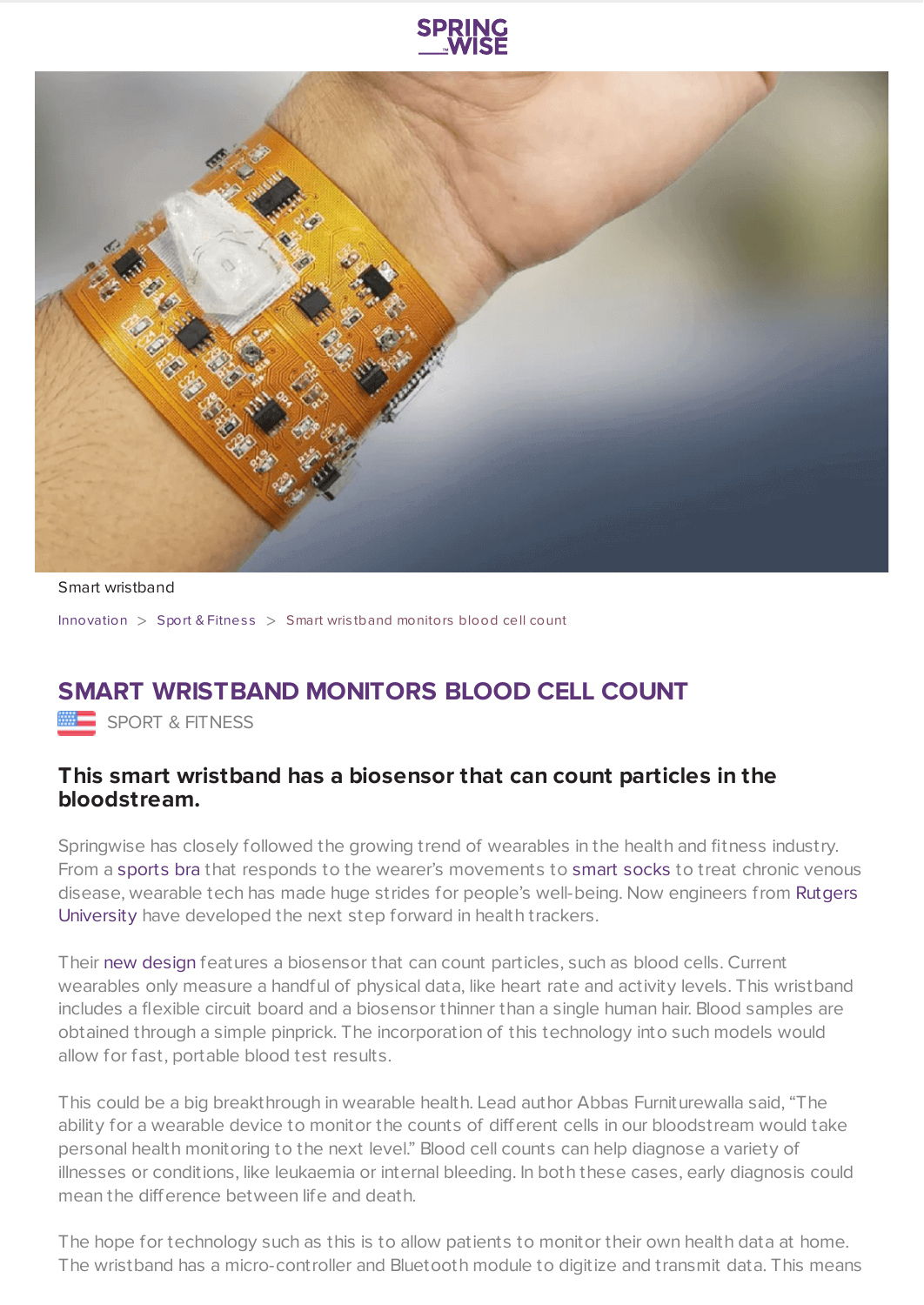Smart wristband

Innovation > Sport & Fitness > Smart wristband monitors blood cell count

# SMART WRISTBAND MONITORS BLOOD CELL COUNT

SPORT & FITNESS

## This smart wristband has a biosensor that can count particles in the bloodstream.

Springwise has closely followed the growing trend of wearables in the health and fitness industry. From a sports bra that responds to the wearer's movements to smart socks to treat chronic venous disease, wearable tech has made huge strides for people's well-being. Now engineers from Rutgers University have developed the next step forward in health trackers.

Their new design features a biosensor that can count particles, such as blood cells. Current wearables only measure a handful of physical data, like heart rate and activity levels. This wristband includes a flexible circuit board and a biosensor thinner than a single human hair. Blood samples are obtained through a simple pinprick. The incorporation of this technology into such models would allow for fast, portable blood test results.

This could be a big breakthrough in wearable health. Lead author Abbas Furniturewalla said, "The ability for a wearable device to monitor the counts of different cells in our bloodstream would take personal health monitoring to the next level." Blood cell counts can help diagnose a variety of illnesses or conditions, like leukaemia or internal bleeding. In both these cases, early diagnosis could mean the difference between life and death.

The hope for technology such as this is to allow patients to monitor their own health data at home. The wristband has a micro-controller and Bluetooth module to digitize and transmit data. This means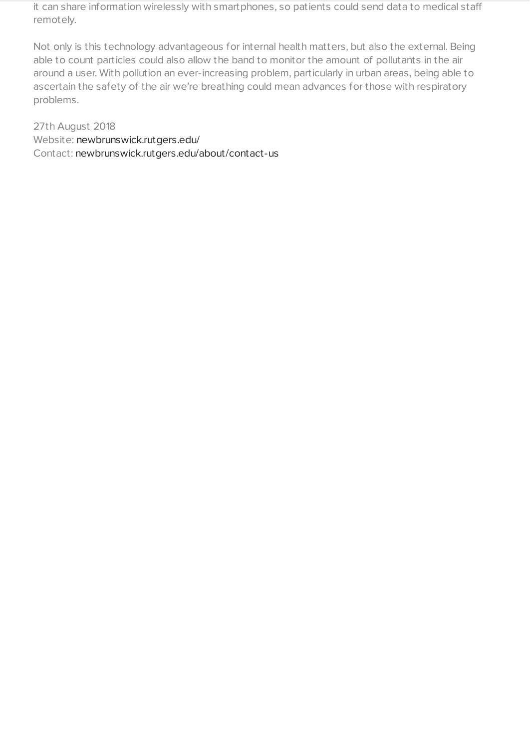it can share information wirelessly with smartphones, so patients could send data to medical staff remotely.

Not only is this technology advantageous for internal health matters, but also the external. Being able to count particles could also allow the band to monitor the amount of pollutants in the air around a user. With pollution an ever-increasing problem, particularly in urban areas, being able to ascertain the safety of the air we're breathing could mean advances for those with respiratory problems.

27th August 2018
Website: newbrunswick.rutgers.edu/
Contact: newbrunswick.rutgers.edu/about/contact-us